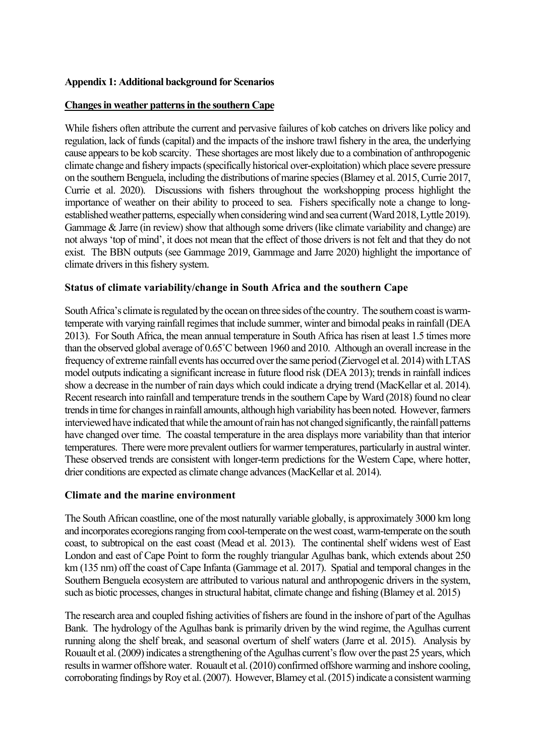**Appendix 1: Additional background for Scenarios**

**Changes in weather patterns in the southern Cape**

While fishers often attribute the current and pervasive failures of kob catches on drivers like policy and regulation, lack of funds (capital) and the impacts of the inshore trawl fishery in the area, the underlying cause appears to be kob scarcity. These shortages are most likely due to a combination of anthropogenic climate change and fishery impacts (specifically historical over-exploitation) which place severe pressure on the southern Benguela, including the distributions of marine species (Blamey et al. 2015, Currie 2017, Currie et al. 2020). Discussions with fishers throughout the workshopping process highlight the importance of weather on their ability to proceed to sea. Fishers specifically note a change to long-established weather patterns, especially when considering wind and sea current (Ward 2018, Lyttle 2019). Gammage & Jarre (in review) show that although some drivers (like climate variability and change) are not always 'top of mind', it does not mean that the effect of those drivers is not felt and that they do not exist. The BBN outputs (see Gammage 2019, Gammage and Jarre 2020) highlight the importance of climate drivers in this fishery system.

### Status of climate variability/change in South Africa and the southern Cape

South Africa's climate is regulated by the ocean on three sides of the country. The southern coast is warm-temperate with varying rainfall regimes that include summer, winter and bimodal peaks in rainfall (DEA 2013). For South Africa, the mean annual temperature in South Africa has risen at least 1.5 times more than the observed global average of 0.65˚C between 1960 and 2010. Although an overall increase in the frequency of extreme rainfall events has occurred over the same period (Ziervogel et al. 2014) with LTAS model outputs indicating a significant increase in future flood risk (DEA 2013); trends in rainfall indices show a decrease in the number of rain days which could indicate a drying trend (MacKellar et al. 2014). Recent research into rainfall and temperature trends in the southern Cape by Ward (2018) found no clear trends in time for changes in rainfall amounts, although high variability has been noted. However, farmers interviewed have indicated that while the amount of rain has not changed significantly, the rainfall patterns have changed over time. The coastal temperature in the area displays more variability than that interior temperatures. There were more prevalent outliers for warmer temperatures, particularly in austral winter. These observed trends are consistent with longer-term predictions for the Western Cape, where hotter, drier conditions are expected as climate change advances (MacKellar et al. 2014).

### Climate and the marine environment

The South African coastline, one of the most naturally variable globally, is approximately 3000 km long and incorporates ecoregions ranging from cool-temperate on the west coast, warm-temperate on the south coast, to subtropical on the east coast (Mead et al. 2013). The continental shelf widens west of East London and east of Cape Point to form the roughly triangular Agulhas bank, which extends about 250 km (135 nm) off the coast of Cape Infanta (Gammage et al. 2017). Spatial and temporal changes in the Southern Benguela ecosystem are attributed to various natural and anthropogenic drivers in the system, such as biotic processes, changes in structural habitat, climate change and fishing (Blamey et al. 2015)

The research area and coupled fishing activities of fishers are found in the inshore of part of the Agulhas Bank. The hydrology of the Agulhas bank is primarily driven by the wind regime, the Agulhas current running along the shelf break, and seasonal overturn of shelf waters (Jarre et al. 2015). Analysis by Rouault et al. (2009) indicates a strengthening of the Agulhas current's flow over the past 25 years, which results in warmer offshore water. Rouault et al. (2010) confirmed offshore warming and inshore cooling, corroborating findings by Roy et al. (2007). However, Blamey et al. (2015) indicate a consistent warming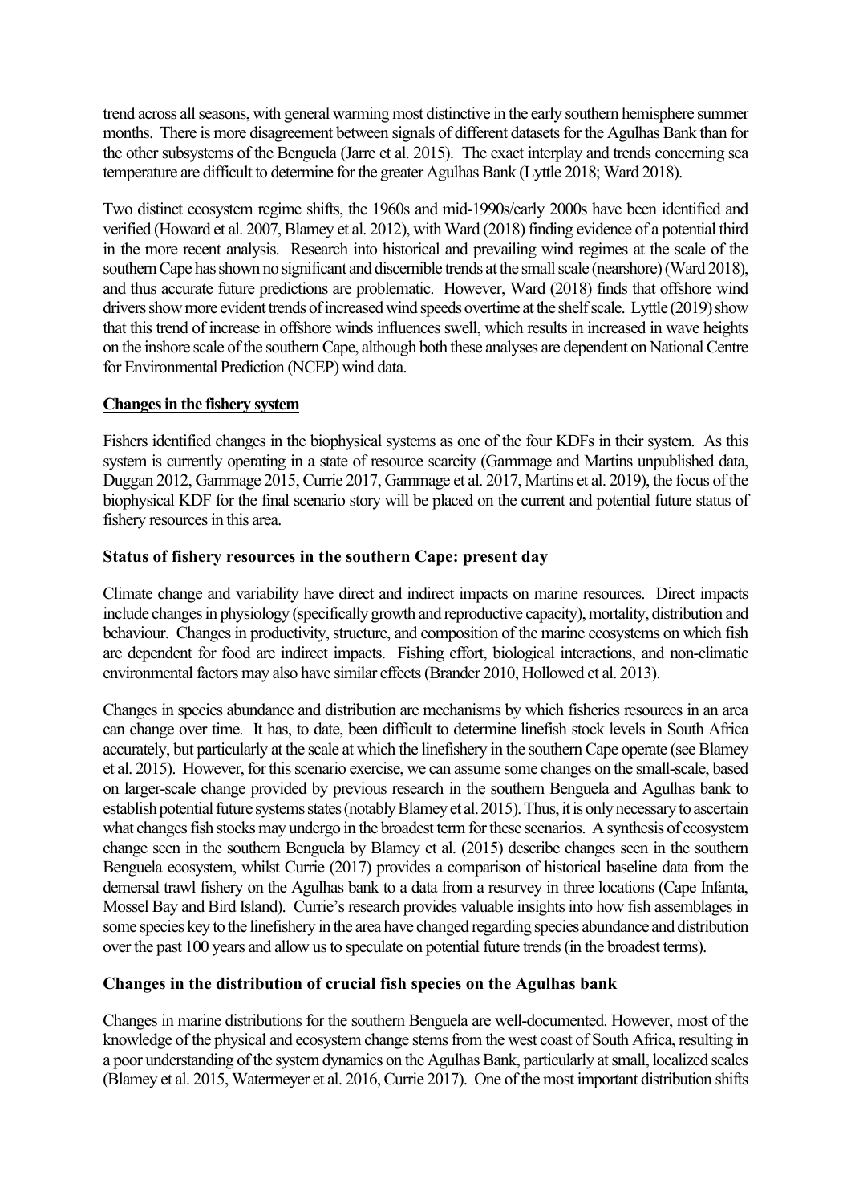trend across all seasons, with general warming most distinctive in the early southern hemisphere summer months. There is more disagreement between signals of different datasets for the Agulhas Bank than for the other subsystems of the Benguela (Jarre et al. 2015). The exact interplay and trends concerning sea temperature are difficult to determine for the greater Agulhas Bank (Lyttle 2018; Ward 2018).

Two distinct ecosystem regime shifts, the 1960s and mid-1990s/early 2000s have been identified and verified (Howard et al. 2007, Blamey et al. 2012), with Ward (2018) finding evidence of a potential third in the more recent analysis. Research into historical and prevailing wind regimes at the scale of the southern Cape has shown no significant and discernible trends at the small scale (nearshore) (Ward 2018), and thus accurate future predictions are problematic. However, Ward (2018) finds that offshore wind drivers show more evident trends of increased wind speeds overtime at the shelf scale. Lyttle (2019) show that this trend of increase in offshore winds influences swell, which results in increased in wave heights on the inshore scale of the southern Cape, although both these analyses are dependent on National Centre for Environmental Prediction (NCEP) wind data.

**Changes in the fishery system**

Fishers identified changes in the biophysical systems as one of the four KDFs in their system. As this system is currently operating in a state of resource scarcity (Gammage and Martins unpublished data, Duggan 2012, Gammage 2015, Currie 2017, Gammage et al. 2017, Martins et al. 2019), the focus of the biophysical KDF for the final scenario story will be placed on the current and potential future status of fishery resources in this area.

### Status of fishery resources in the southern Cape: present day

Climate change and variability have direct and indirect impacts on marine resources. Direct impacts include changes in physiology (specifically growth and reproductive capacity), mortality, distribution and behaviour. Changes in productivity, structure, and composition of the marine ecosystems on which fish are dependent for food are indirect impacts. Fishing effort, biological interactions, and non-climatic environmental factors may also have similar effects (Brander 2010, Hollowed et al. 2013).

Changes in species abundance and distribution are mechanisms by which fisheries resources in an area can change over time. It has, to date, been difficult to determine linefish stock levels in South Africa accurately, but particularly at the scale at which the linefishery in the southern Cape operate (see Blamey et al. 2015). However, for this scenario exercise, we can assume some changes on the small-scale, based on larger-scale change provided by previous research in the southern Benguela and Agulhas bank to establish potential future systems states (notably Blamey et al. 2015). Thus, it is only necessary to ascertain what changes fish stocks may undergo in the broadest term for these scenarios. A synthesis of ecosystem change seen in the southern Benguela by Blamey et al. (2015) describe changes seen in the southern Benguela ecosystem, whilst Currie (2017) provides a comparison of historical baseline data from the demersal trawl fishery on the Agulhas bank to a data from a resurvey in three locations (Cape Infanta, Mossel Bay and Bird Island). Currie's research provides valuable insights into how fish assemblages in some species key to the linefishery in the area have changed regarding species abundance and distribution over the past 100 years and allow us to speculate on potential future trends (in the broadest terms).

### Changes in the distribution of crucial fish species on the Agulhas bank

Changes in marine distributions for the southern Benguela are well-documented. However, most of the knowledge of the physical and ecosystem change stems from the west coast of South Africa, resulting in a poor understanding of the system dynamics on the Agulhas Bank, particularly at small, localized scales (Blamey et al. 2015, Watermeyer et al. 2016, Currie 2017). One of the most important distribution shifts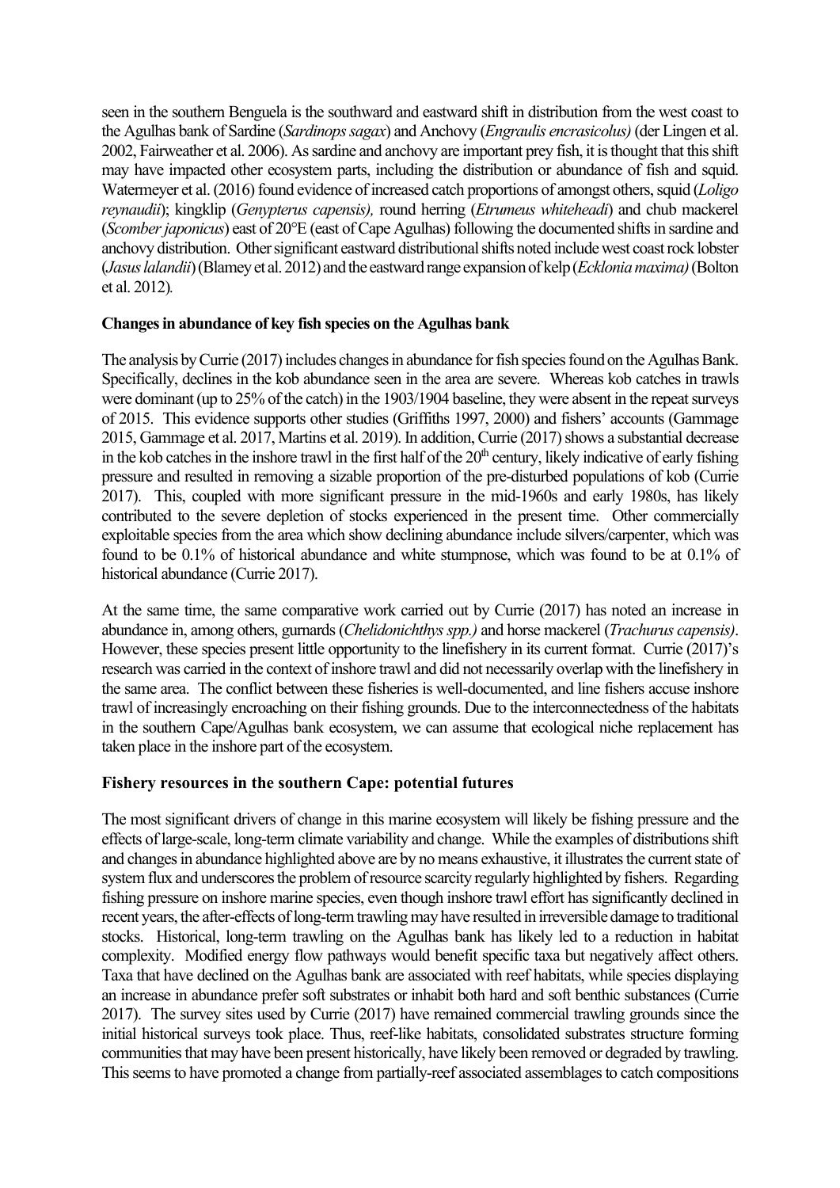seen in the southern Benguela is the southward and eastward shift in distribution from the west coast to the Agulhas bank of Sardine (*Sardinops sagax*) and Anchovy (*Engraulis encrasicolus)* (der Lingen et al. 2002, Fairweather et al. 2006). As sardine and anchovy are important prey fish, it is thought that this shift may have impacted other ecosystem parts, including the distribution or abundance of fish and squid. Watermeyer et al. (2016) found evidence of increased catch proportions of amongst others, squid (*Loligo reynaudii*); kingklip (*Genypterus capensis),* round herring (*Etrumeus whiteheadi*) and chub mackerel (*Scomber japonicus*) east of 20°E (east of Cape Agulhas) following the documented shifts in sardine and anchovy distribution. Other significant eastward distributional shifts noted include west coast rock lobster (*Jasus lalandii*) (Blamey et al. 2012) and the eastward range expansion of kelp (*Ecklonia maxima)* (Bolton et al. 2012)*.*

**Changes in abundance of key fish species on the Agulhas bank**

The analysis by Currie (2017) includes changes in abundance for fish species found on the Agulhas Bank. Specifically, declines in the kob abundance seen in the area are severe. Whereas kob catches in trawls were dominant (up to 25% of the catch) in the 1903/1904 baseline, they were absent in the repeat surveys of 2015. This evidence supports other studies (Griffiths 1997, 2000) and fishers' accounts (Gammage 2015, Gammage et al. 2017, Martins et al. 2019). In addition, Currie (2017) shows a substantial decrease in the kob catches in the inshore trawl in the first half of the 20th century, likely indicative of early fishing pressure and resulted in removing a sizable proportion of the pre-disturbed populations of kob (Currie 2017). This, coupled with more significant pressure in the mid-1960s and early 1980s, has likely contributed to the severe depletion of stocks experienced in the present time. Other commercially exploitable species from the area which show declining abundance include silvers/carpenter, which was found to be 0.1% of historical abundance and white stumpnose, which was found to be at 0.1% of historical abundance (Currie 2017).

At the same time, the same comparative work carried out by Currie (2017) has noted an increase in abundance in, among others, gurnards (*Chelidonichthys spp.)* and horse mackerel (*Trachurus capensis)*. However, these species present little opportunity to the linefishery in its current format. Currie (2017)'s research was carried in the context of inshore trawl and did not necessarily overlap with the linefishery in the same area. The conflict between these fisheries is well-documented, and line fishers accuse inshore trawl of increasingly encroaching on their fishing grounds. Due to the interconnectedness of the habitats in the southern Cape/Agulhas bank ecosystem, we can assume that ecological niche replacement has taken place in the inshore part of the ecosystem.

**Fishery resources in the southern Cape: potential futures**

The most significant drivers of change in this marine ecosystem will likely be fishing pressure and the effects of large-scale, long-term climate variability and change. While the examples of distributions shift and changes in abundance highlighted above are by no means exhaustive, it illustrates the current state of system flux and underscores the problem of resource scarcity regularly highlighted by fishers. Regarding fishing pressure on inshore marine species, even though inshore trawl effort has significantly declined in recent years, the after-effects of long-term trawling may have resulted in irreversible damage to traditional stocks. Historical, long-term trawling on the Agulhas bank has likely led to a reduction in habitat complexity. Modified energy flow pathways would benefit specific taxa but negatively affect others. Taxa that have declined on the Agulhas bank are associated with reef habitats, while species displaying an increase in abundance prefer soft substrates or inhabit both hard and soft benthic substances (Currie 2017). The survey sites used by Currie (2017) have remained commercial trawling grounds since the initial historical surveys took place. Thus, reef-like habitats, consolidated substrates structure forming communities that may have been present historically, have likely been removed or degraded by trawling. This seems to have promoted a change from partially-reef associated assemblages to catch compositions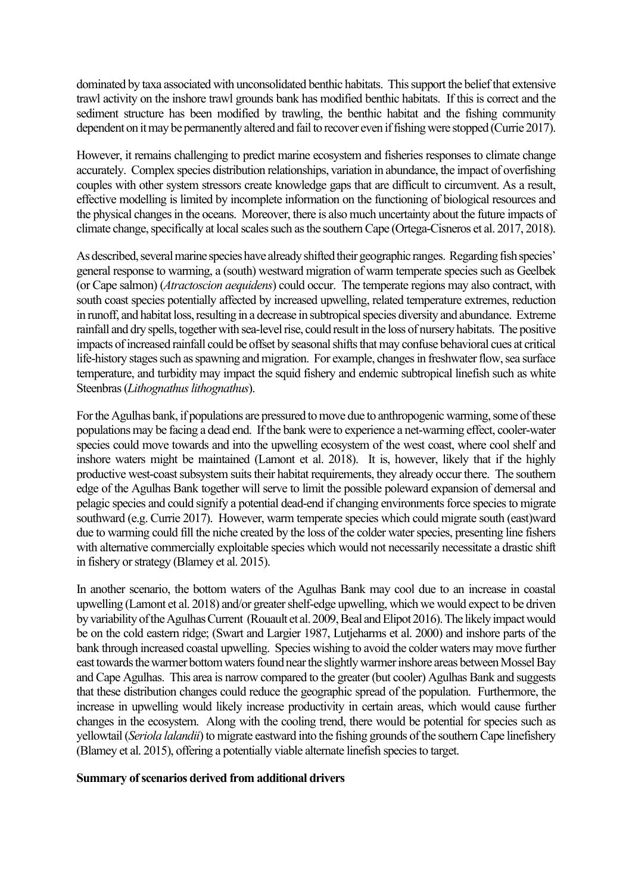dominated by taxa associated with unconsolidated benthic habitats. This support the belief that extensive trawl activity on the inshore trawl grounds bank has modified benthic habitats. If this is correct and the sediment structure has been modified by trawling, the benthic habitat and the fishing community dependent on it may be permanently altered and fail to recover even if fishing were stopped (Currie 2017).

However, it remains challenging to predict marine ecosystem and fisheries responses to climate change accurately. Complex species distribution relationships, variation in abundance, the impact of overfishing couples with other system stressors create knowledge gaps that are difficult to circumvent. As a result, effective modelling is limited by incomplete information on the functioning of biological resources and the physical changes in the oceans. Moreover, there is also much uncertainty about the future impacts of climate change, specifically at local scales such as the southern Cape (Ortega-Cisneros et al. 2017, 2018).

As described, several marine species have already shifted their geographic ranges. Regarding fish species' general response to warming, a (south) westward migration of warm temperate species such as Geelbek (or Cape salmon) (*Atractoscion aequidens*) could occur. The temperate regions may also contract, with south coast species potentially affected by increased upwelling, related temperature extremes, reduction in runoff, and habitat loss, resulting in a decrease in subtropical species diversity and abundance. Extreme rainfall and dry spells, together with sea-level rise, could result in the loss of nursery habitats. The positive impacts of increased rainfall could be offset by seasonal shifts that may confuse behavioral cues at critical life-history stages such as spawning and migration. For example, changes in freshwater flow, sea surface temperature, and turbidity may impact the squid fishery and endemic subtropical linefish such as white Steenbras (*Lithognathus lithognathus*).

For the Agulhas bank, if populations are pressured to move due to anthropogenic warming, some of these populations may be facing a dead end. If the bank were to experience a net-warming effect, cooler-water species could move towards and into the upwelling ecosystem of the west coast, where cool shelf and inshore waters might be maintained (Lamont et al. 2018). It is, however, likely that if the highly productive west-coast subsystem suits their habitat requirements, they already occur there. The southern edge of the Agulhas Bank together will serve to limit the possible poleward expansion of demersal and pelagic species and could signify a potential dead-end if changing environments force species to migrate southward (e.g. Currie 2017). However, warm temperate species which could migrate south (east)ward due to warming could fill the niche created by the loss of the colder water species, presenting line fishers with alternative commercially exploitable species which would not necessarily necessitate a drastic shift in fishery or strategy (Blamey et al. 2015).

In another scenario, the bottom waters of the Agulhas Bank may cool due to an increase in coastal upwelling (Lamont et al. 2018) and/or greater shelf-edge upwelling, which we would expect to be driven by variability of the Agulhas Current (Rouault et al. 2009, Beal and Elipot 2016). The likely impact would be on the cold eastern ridge; (Swart and Largier 1987, Lutjeharms et al. 2000) and inshore parts of the bank through increased coastal upwelling. Species wishing to avoid the colder waters may move further east towards the warmer bottom waters found near the slightly warmer inshore areas between Mossel Bay and Cape Agulhas. This area is narrow compared to the greater (but cooler) Agulhas Bank and suggests that these distribution changes could reduce the geographic spread of the population. Furthermore, the increase in upwelling would likely increase productivity in certain areas, which would cause further changes in the ecosystem. Along with the cooling trend, there would be potential for species such as yellowtail (*Seriola lalandii*) to migrate eastward into the fishing grounds of the southern Cape linefishery (Blamey et al. 2015), offering a potentially viable alternate linefish species to target.

**Summary of scenarios derived from additional drivers**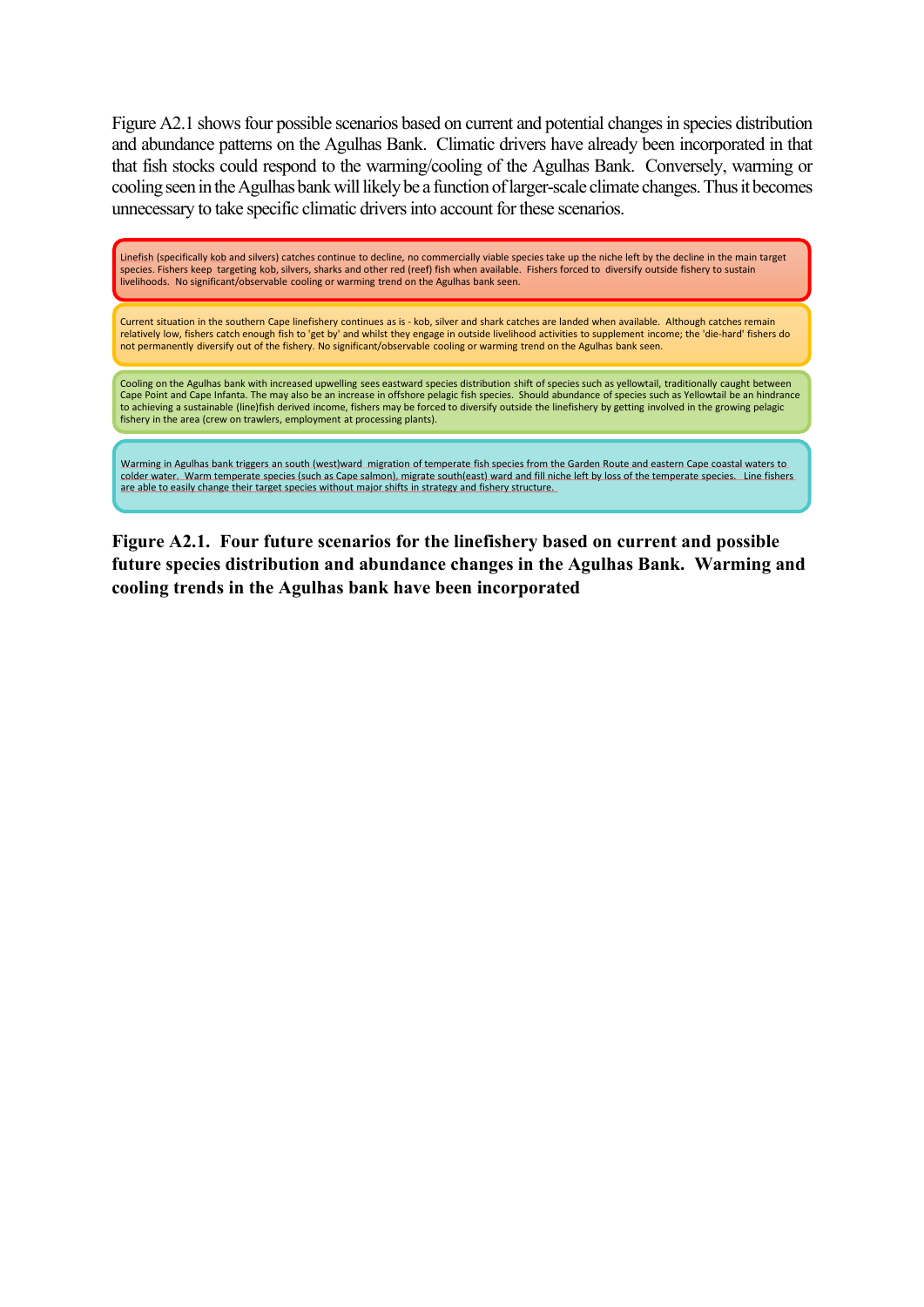Figure A2.1 shows four possible scenarios based on current and potential changes in species distribution and abundance patterns on the Agulhas Bank. Climatic drivers have already been incorporated in that that fish stocks could respond to the warming/cooling of the Agulhas Bank. Conversely, warming or cooling seen in the Agulhas bank will likely be a function of larger-scale climate changes. Thus it becomes unnecessary to take specific climatic drivers into account for these scenarios.

Linefish (specifically kob and silvers) catches continue to decline, no commercially viable species take up the niche left by the decline in the main target species. Fishers keep targeting kob, silvers, sharks and other red (reef) fish when available. Fishers forced to diversify outside fishery to sustain livelihoods. No significant/observable cooling or warming trend on the Agulhas bank seen.

Current situation in the southern Cape linefishery continues as is - kob, silver and shark catches are landed when available. Although catches remain relatively low, fishers catch enough fish to 'get by' and whilst they engage in outside livelihood activities to supplement income; the 'die-hard' fishers do not permanently diversify out of the fishery. No significant/observable cooling or warming trend on the Agulhas bank seen.

Cooling on the Agulhas bank with increased upwelling sees eastward species distribution shift of species such as yellowtail, traditionally caught between Cape Point and Cape Infanta. The may also be an increase in offshore pelagic fish species. Should abundance of species such as Yellowtail be an hindrance to achieving a sustainable (line)fish derived income, fishers may be forced to diversify outside the linefishery by getting involved in the growing pelagic fishery in the area (crew on trawlers, employment at processing plants).

Warming in Agulhas bank triggers an south (west)ward migration of temperate fish species from the Garden Route and eastern Cape coastal waters to colder water. Warm temperate species (such as Cape salmon), migrate south(east) ward and fill niche left by loss of the temperate species. Line fishers are able to easily change their target species without major shifts in strategy and fishery structure.

**Figure A2.1. Four future scenarios for the linefishery based on current and possible future species distribution and abundance changes in the Agulhas Bank. Warming and cooling trends in the Agulhas bank have been incorporated**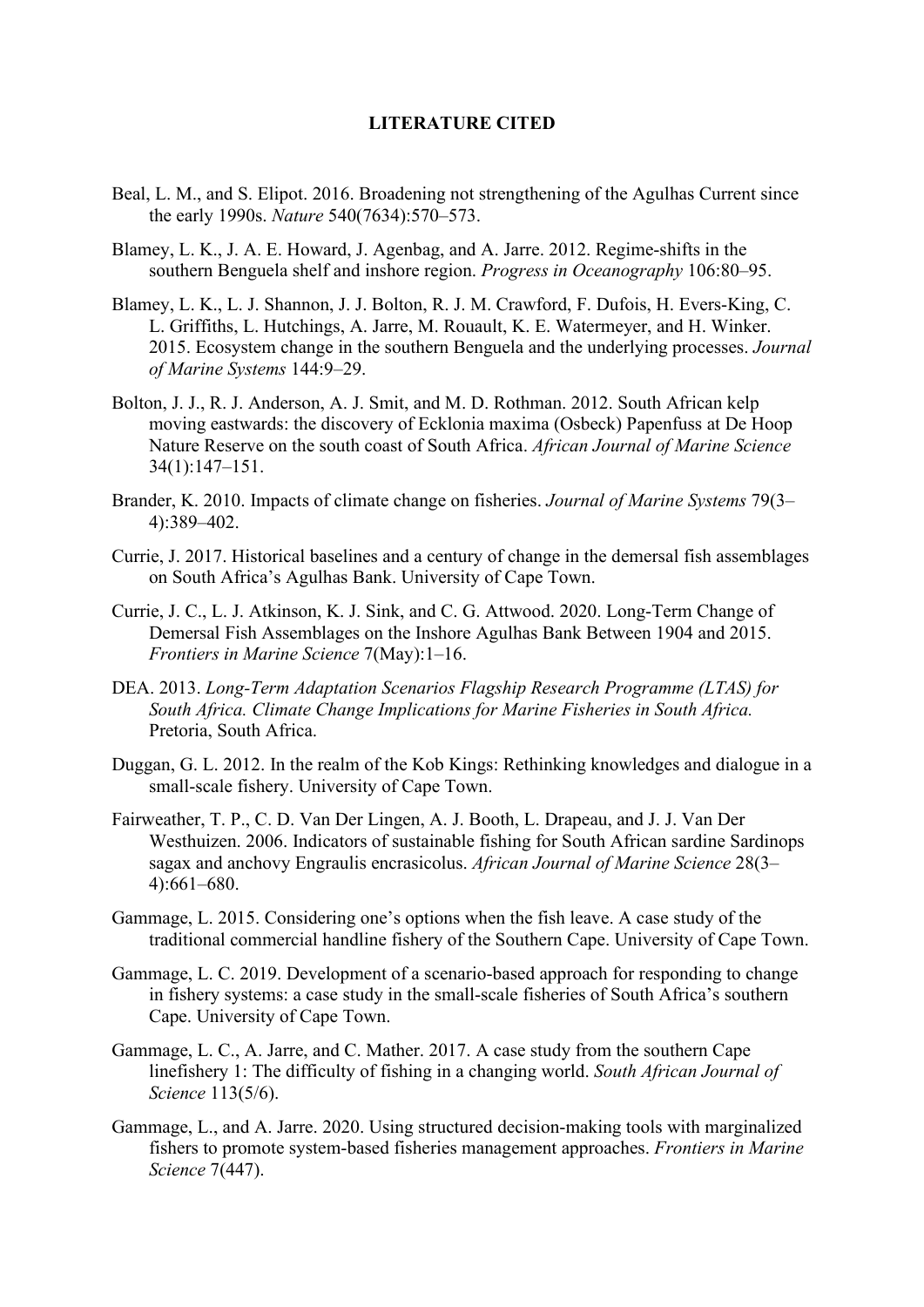## LITERATURE CITED

Beal, L. M., and S. Elipot. 2016. Broadening not strengthening of the Agulhas Current since the early 1990s. *Nature* 540(7634):570–573.

Blamey, L. K., J. A. E. Howard, J. Agenbag, and A. Jarre. 2012. Regime-shifts in the southern Benguela shelf and inshore region. *Progress in Oceanography* 106:80–95.

Blamey, L. K., L. J. Shannon, J. J. Bolton, R. J. M. Crawford, F. Dufois, H. Evers-King, C. L. Griffiths, L. Hutchings, A. Jarre, M. Rouault, K. E. Watermeyer, and H. Winker. 2015. Ecosystem change in the southern Benguela and the underlying processes. *Journal of Marine Systems* 144:9–29.

Bolton, J. J., R. J. Anderson, A. J. Smit, and M. D. Rothman. 2012. South African kelp moving eastwards: the discovery of Ecklonia maxima (Osbeck) Papenfuss at De Hoop Nature Reserve on the south coast of South Africa. *African Journal of Marine Science* 34(1):147–151.

Brander, K. 2010. Impacts of climate change on fisheries. *Journal of Marine Systems* 79(3–4):389–402.

Currie, J. 2017. Historical baselines and a century of change in the demersal fish assemblages on South Africa's Agulhas Bank. University of Cape Town.

Currie, J. C., L. J. Atkinson, K. J. Sink, and C. G. Attwood. 2020. Long-Term Change of Demersal Fish Assemblages on the Inshore Agulhas Bank Between 1904 and 2015. *Frontiers in Marine Science* 7(May):1–16.

DEA. 2013. *Long-Term Adaptation Scenarios Flagship Research Programme (LTAS) for South Africa. Climate Change Implications for Marine Fisheries in South Africa.* Pretoria, South Africa.

Duggan, G. L. 2012. In the realm of the Kob Kings: Rethinking knowledges and dialogue in a small-scale fishery. University of Cape Town.

Fairweather, T. P., C. D. Van Der Lingen, A. J. Booth, L. Drapeau, and J. J. Van Der Westhuizen. 2006. Indicators of sustainable fishing for South African sardine Sardinops sagax and anchovy Engraulis encrasicolus. *African Journal of Marine Science* 28(3–4):661–680.

Gammage, L. 2015. Considering one's options when the fish leave. A case study of the traditional commercial handline fishery of the Southern Cape. University of Cape Town.

Gammage, L. C. 2019. Development of a scenario-based approach for responding to change in fishery systems: a case study in the small-scale fisheries of South Africa's southern Cape. University of Cape Town.

Gammage, L. C., A. Jarre, and C. Mather. 2017. A case study from the southern Cape linefishery 1: The difficulty of fishing in a changing world. *South African Journal of Science* 113(5/6).

Gammage, L., and A. Jarre. 2020. Using structured decision-making tools with marginalized fishers to promote system-based fisheries management approaches. *Frontiers in Marine Science* 7(447).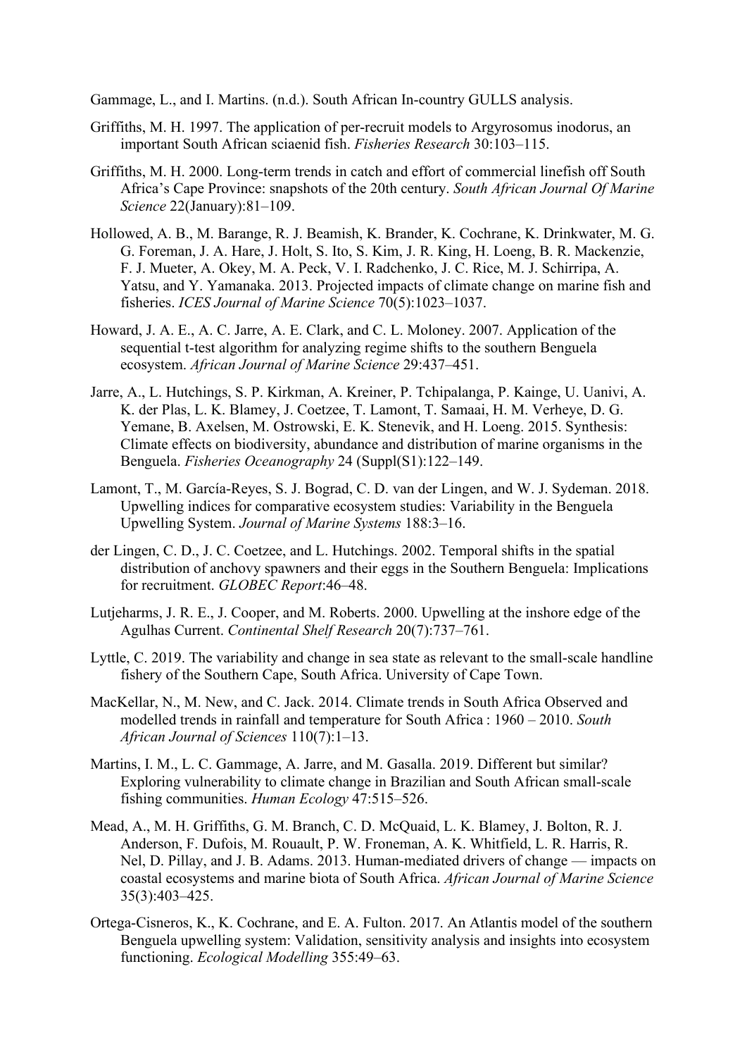Gammage, L., and I. Martins. (n.d.). South African In-country GULLS analysis.

Griffiths, M. H. 1997. The application of per-recruit models to Argyrosomus inodorus, an important South African sciaenid fish. *Fisheries Research* 30:103–115.

Griffiths, M. H. 2000. Long-term trends in catch and effort of commercial linefish off South Africa's Cape Province: snapshots of the 20th century. *South African Journal Of Marine Science* 22(January):81–109.

Hollowed, A. B., M. Barange, R. J. Beamish, K. Brander, K. Cochrane, K. Drinkwater, M. G. G. Foreman, J. A. Hare, J. Holt, S. Ito, S. Kim, J. R. King, H. Loeng, B. R. Mackenzie, F. J. Mueter, A. Okey, M. A. Peck, V. I. Radchenko, J. C. Rice, M. J. Schirripa, A. Yatsu, and Y. Yamanaka. 2013. Projected impacts of climate change on marine fish and fisheries. *ICES Journal of Marine Science* 70(5):1023–1037.

Howard, J. A. E., A. C. Jarre, A. E. Clark, and C. L. Moloney. 2007. Application of the sequential t-test algorithm for analyzing regime shifts to the southern Benguela ecosystem. *African Journal of Marine Science* 29:437–451.

Jarre, A., L. Hutchings, S. P. Kirkman, A. Kreiner, P. Tchipalanga, P. Kainge, U. Uanivi, A. K. der Plas, L. K. Blamey, J. Coetzee, T. Lamont, T. Samaai, H. M. Verheye, D. G. Yemane, B. Axelsen, M. Ostrowski, E. K. Stenevik, and H. Loeng. 2015. Synthesis: Climate effects on biodiversity, abundance and distribution of marine organisms in the Benguela. *Fisheries Oceanography* 24 (Suppl(S1):122–149.

Lamont, T., M. García-Reyes, S. J. Bograd, C. D. van der Lingen, and W. J. Sydeman. 2018. Upwelling indices for comparative ecosystem studies: Variability in the Benguela Upwelling System. *Journal of Marine Systems* 188:3–16.

der Lingen, C. D., J. C. Coetzee, and L. Hutchings. 2002. Temporal shifts in the spatial distribution of anchovy spawners and their eggs in the Southern Benguela: Implications for recruitment. *GLOBEC Report*:46–48.

Lutjeharms, J. R. E., J. Cooper, and M. Roberts. 2000. Upwelling at the inshore edge of the Agulhas Current. *Continental Shelf Research* 20(7):737–761.

Lyttle, C. 2019. The variability and change in sea state as relevant to the small-scale handline fishery of the Southern Cape, South Africa. University of Cape Town.

MacKellar, N., M. New, and C. Jack. 2014. Climate trends in South Africa Observed and modelled trends in rainfall and temperature for South Africa : 1960 – 2010. *South African Journal of Sciences* 110(7):1–13.

Martins, I. M., L. C. Gammage, A. Jarre, and M. Gasalla. 2019. Different but similar? Exploring vulnerability to climate change in Brazilian and South African small-scale fishing communities. *Human Ecology* 47:515–526.

Mead, A., M. H. Griffiths, G. M. Branch, C. D. McQuaid, L. K. Blamey, J. Bolton, R. J. Anderson, F. Dufois, M. Rouault, P. W. Froneman, A. K. Whitfield, L. R. Harris, R. Nel, D. Pillay, and J. B. Adams. 2013. Human-mediated drivers of change — impacts on coastal ecosystems and marine biota of South Africa. *African Journal of Marine Science* 35(3):403–425.

Ortega-Cisneros, K., K. Cochrane, and E. A. Fulton. 2017. An Atlantis model of the southern Benguela upwelling system: Validation, sensitivity analysis and insights into ecosystem functioning. *Ecological Modelling* 355:49–63.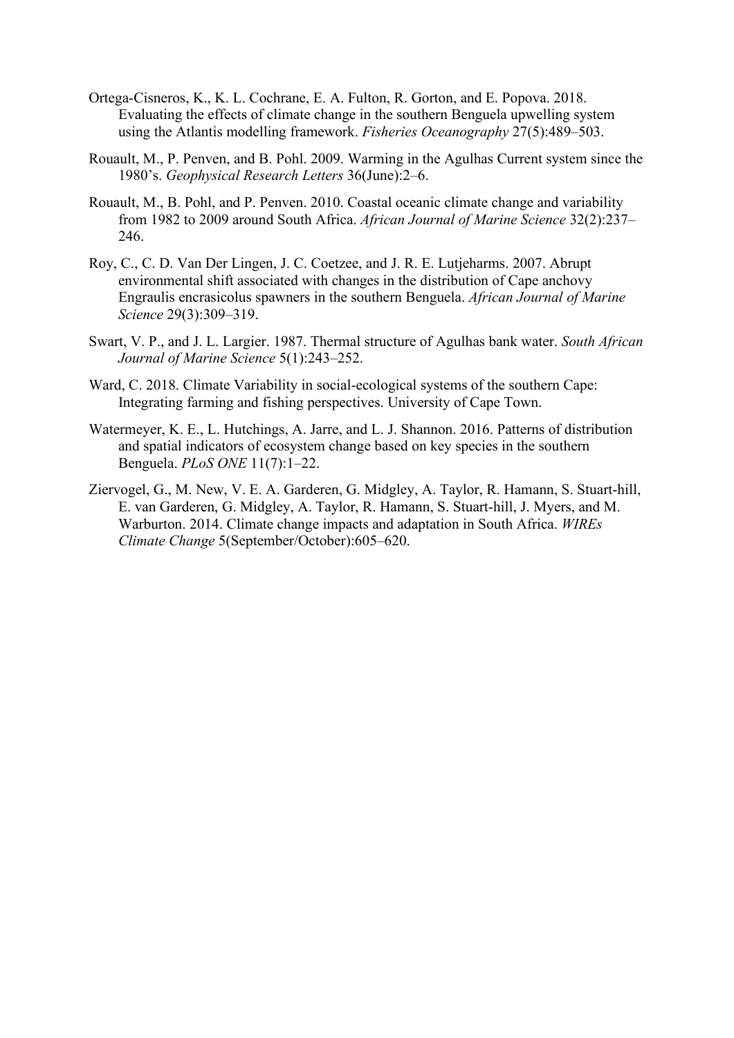Ortega-Cisneros, K., K. L. Cochrane, E. A. Fulton, R. Gorton, and E. Popova. 2018. Evaluating the effects of climate change in the southern Benguela upwelling system using the Atlantis modelling framework. *Fisheries Oceanography* 27(5):489–503.

Rouault, M., P. Penven, and B. Pohl. 2009. Warming in the Agulhas Current system since the 1980's. *Geophysical Research Letters* 36(June):2–6.

Rouault, M., B. Pohl, and P. Penven. 2010. Coastal oceanic climate change and variability from 1982 to 2009 around South Africa. *African Journal of Marine Science* 32(2):237–246.

Roy, C., C. D. Van Der Lingen, J. C. Coetzee, and J. R. E. Lutjeharms. 2007. Abrupt environmental shift associated with changes in the distribution of Cape anchovy Engraulis encrasicolus spawners in the southern Benguela. *African Journal of Marine Science* 29(3):309–319.

Swart, V. P., and J. L. Largier. 1987. Thermal structure of Agulhas bank water. *South African Journal of Marine Science* 5(1):243–252.

Ward, C. 2018. Climate Variability in social-ecological systems of the southern Cape: Integrating farming and fishing perspectives. University of Cape Town.

Watermeyer, K. E., L. Hutchings, A. Jarre, and L. J. Shannon. 2016. Patterns of distribution and spatial indicators of ecosystem change based on key species in the southern Benguela. *PLoS ONE* 11(7):1–22.

Ziervogel, G., M. New, V. E. A. Garderen, G. Midgley, A. Taylor, R. Hamann, S. Stuart-hill, E. van Garderen, G. Midgley, A. Taylor, R. Hamann, S. Stuart-hill, J. Myers, and M. Warburton. 2014. Climate change impacts and adaptation in South Africa. *WIREs Climate Change* 5(September/October):605–620.